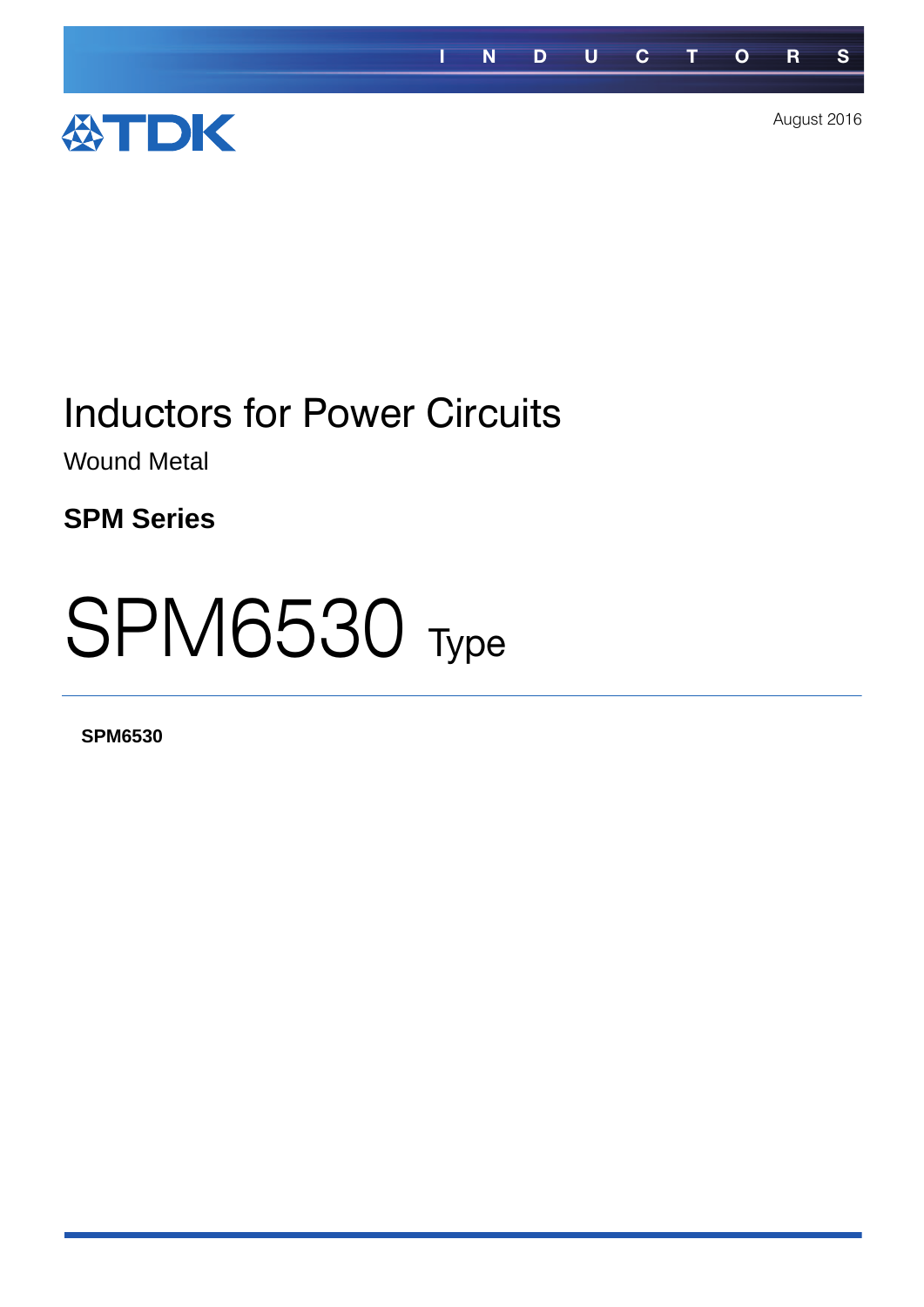INDUCTORS

TDK

August 2016

# Inductors for Power Circuits

Wound Metal

## SPM Series

# SPM6530 Type

**SPM6530**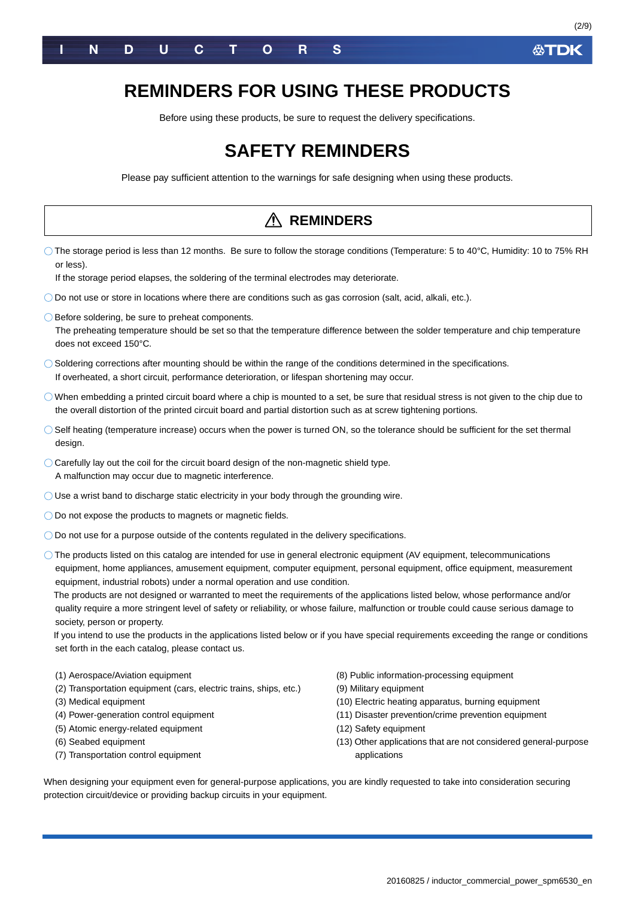# REMINDERS FOR USING THESE PRODUCTS

Before using these products, be sure to request the delivery specifications.

# SAFETY REMINDERS

Please pay sufficient attention to the warnings for safe designing when using these products.

## ⚠ REMINDERS

- ○ The storage period is less than 12 months. Be sure to follow the storage conditions (Temperature: 5 to 40°C, Humidity: 10 to 75% RH or less).
  If the storage period elapses, the soldering of the terminal electrodes may deteriorate.
- ○ Do not use or store in locations where there are conditions such as gas corrosion (salt, acid, alkali, etc.).
- ○ Before soldering, be sure to preheat components.
  The preheating temperature should be set so that the temperature difference between the solder temperature and chip temperature does not exceed 150°C.
- ○ Soldering corrections after mounting should be within the range of the conditions determined in the specifications.
  If overheated, a short circuit, performance deterioration, or lifespan shortening may occur.
- ○ When embedding a printed circuit board where a chip is mounted to a set, be sure that residual stress is not given to the chip due to the overall distortion of the printed circuit board and partial distortion such as at screw tightening portions.
- ○ Self heating (temperature increase) occurs when the power is turned ON, so the tolerance should be sufficient for the set thermal design.
- ○ Carefully lay out the coil for the circuit board design of the non-magnetic shield type.
  A malfunction may occur due to magnetic interference.
- ○ Use a wrist band to discharge static electricity in your body through the grounding wire.
- ○ Do not expose the products to magnets or magnetic fields.
- ○ Do not use for a purpose outside of the contents regulated in the delivery specifications.
- ○ The products listed on this catalog are intended for use in general electronic equipment (AV equipment, telecommunications equipment, home appliances, amusement equipment, computer equipment, personal equipment, office equipment, measurement equipment, industrial robots) under a normal operation and use condition.
  The products are not designed or warranted to meet the requirements of the applications listed below, whose performance and/or quality require a more stringent level of safety or reliability, or whose failure, malfunction or trouble could cause serious damage to society, person or property.
  If you intend to use the products in the applications listed below or if you have special requirements exceeding the range or conditions set forth in the each catalog, please contact us.

(1) Aerospace/Aviation equipment
(2) Transportation equipment (cars, electric trains, ships, etc.)
(3) Medical equipment
(4) Power-generation control equipment
(5) Atomic energy-related equipment
(6) Seabed equipment
(7) Transportation control equipment
(8) Public information-processing equipment
(9) Military equipment
(10) Electric heating apparatus, burning equipment
(11) Disaster prevention/crime prevention equipment
(12) Safety equipment
(13) Other applications that are not considered general-purpose applications

When designing your equipment even for general-purpose applications, you are kindly requested to take into consideration securing protection circuit/device or providing backup circuits in your equipment.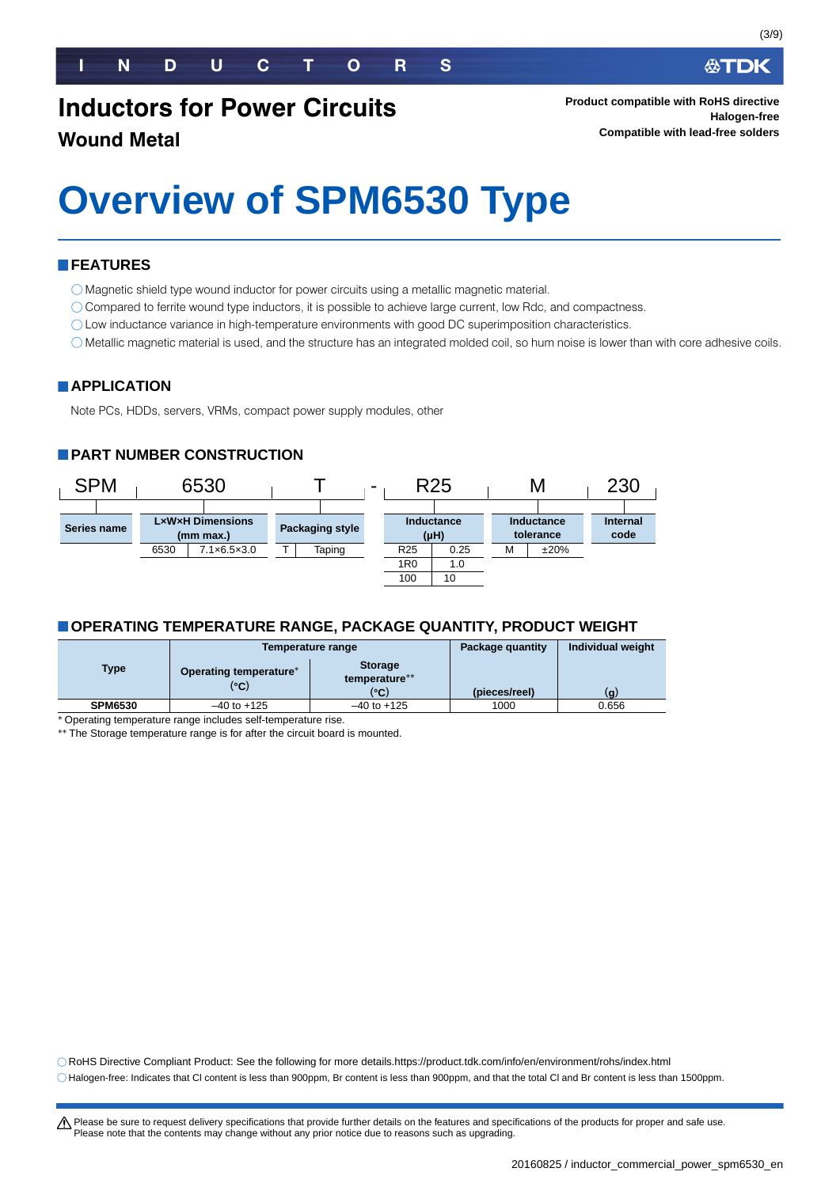# Inductors for Power Circuits

## Wound Metal

**Product compatible with RoHS directive**
**Halogen-free**
**Compatible with lead-free solders**

# Overview of SPM6530 Type

## FEATURES

- ◯ Magnetic shield type wound inductor for power circuits using a metallic magnetic material.
- ◯ Compared to ferrite wound type inductors, it is possible to achieve large current, low Rdc, and compactness.
- ◯ Low inductance variance in high-temperature environments with good DC superimposition characteristics.
- ◯ Metallic magnetic material is used, and the structure has an integrated molded coil, so hum noise is lower than with core adhesive coils.

## APPLICATION

Note PCs, HDDs, servers, VRMs, compact power supply modules, other

## PART NUMBER CONSTRUCTION

SPM 6530 T - R25 M 230

| SPM | 6530 | T | - | R25 | M | 230 |
|---|---|---|---|---|---|---|
| Series name | L×W×H Dimensions (mm max.) | Packaging style | | Inductance (μH) | Inductance tolerance | Internal code |

L×W×H Dimensions (mm max.)

| | |
|---|---|
| 6530 | 7.1×6.5×3.0 |

Packaging style

| | |
|---|---|
| T | Taping |

Inductance (μH)

| | |
|---|---|
| R25 | 0.25 |
| 1R0 | 1.0 |
| 100 | 10 |

Inductance tolerance

| | |
|---|---|
| M | ±20% |

## OPERATING TEMPERATURE RANGE, PACKAGE QUANTITY, PRODUCT WEIGHT

| Type | Temperature range | | Package quantity | Individual weight |
|---|---|---|---|---|
| | Operating temperature* (°C) | Storage temperature** (°C) | (pieces/reel) | (g) |
| SPM6530 | –40 to +125 | –40 to +125 | 1000 | 0.656 |

\* Operating temperature range includes self-temperature rise.
\*\* The Storage temperature range is for after the circuit board is mounted.

◯ RoHS Directive Compliant Product: See the following for more details.https://product.tdk.com/info/en/environment/rohs/index.html
◯ Halogen-free: Indicates that Cl content is less than 900ppm, Br content is less than 900ppm, and that the total Cl and Br content is less than 1500ppm.

⚠ Please be sure to request delivery specifications that provide further details on the features and specifications of the products for proper and safe use.
Please note that the contents may change without any prior notice due to reasons such as upgrading.

20160825 / inductor_commercial_power_spm6530_en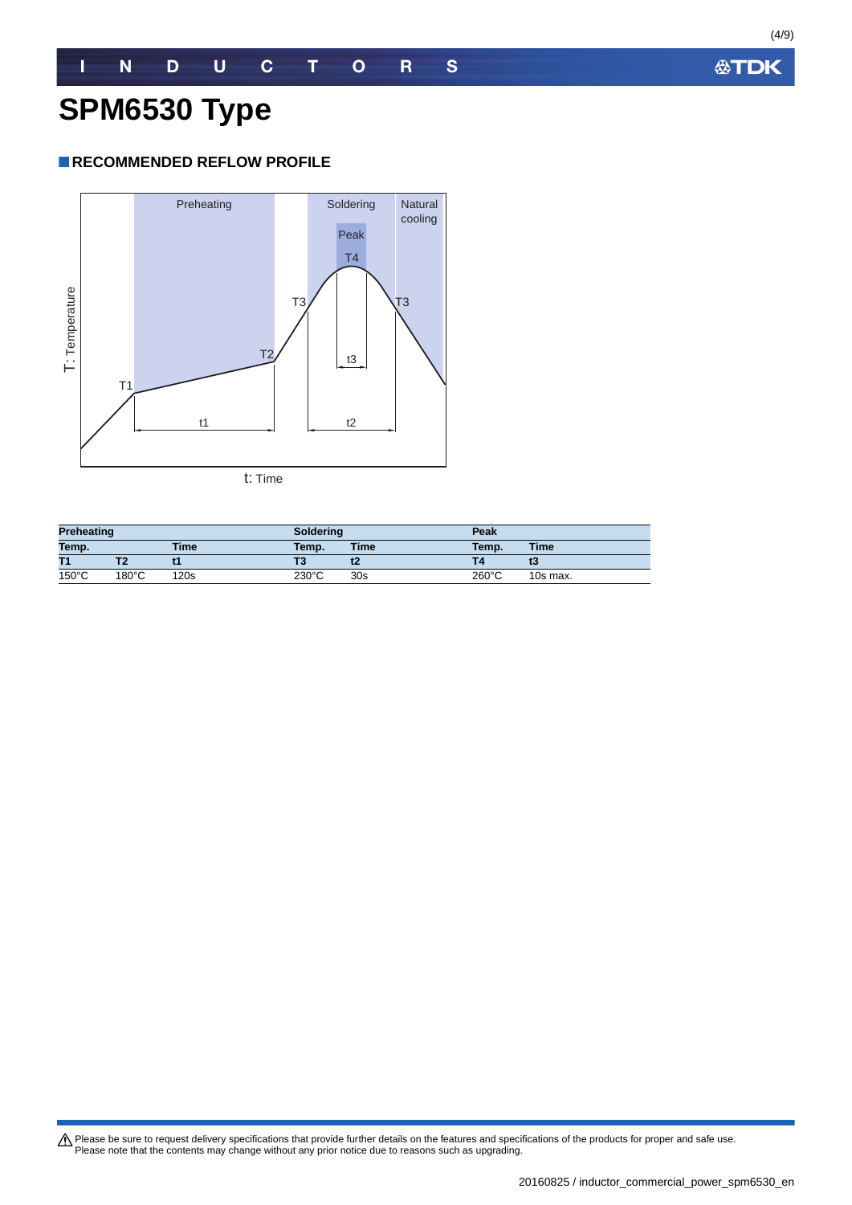# SPM6530 Type

## RECOMMENDED REFLOW PROFILE

| Preheating | | | Soldering | | Peak | |
|---|---|---|---|---|---|---|
| Temp. | | Time | Temp. | Time | Temp. | Time |
| T1 | T2 | t1 | T3 | t2 | T4 | t3 |
| 150°C | 180°C | 120s | 230°C | 30s | 260°C | 10s max. |

⚠ Please be sure to request delivery specifications that provide further details on the features and specifications of the products for proper and safe use.
Please note that the contents may change without any prior notice due to reasons such as upgrading.

20160825 / inductor_commercial_power_spm6530_en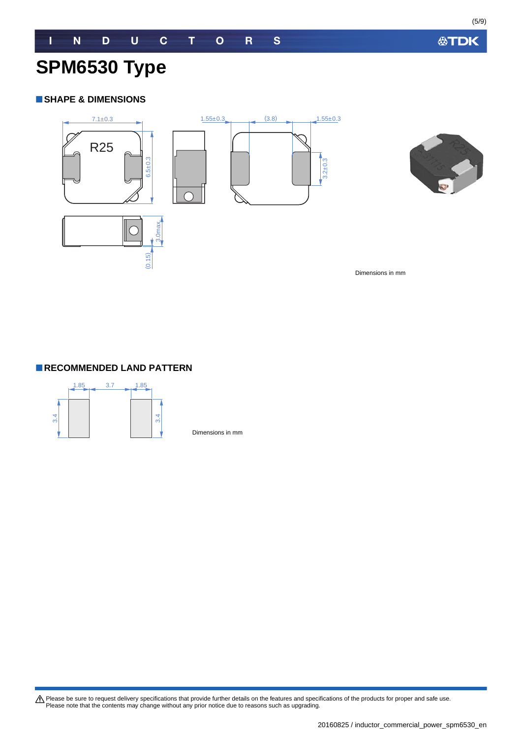# SPM6530 Type

## SHAPE & DIMENSIONS

7.1±0.3

R25

6.5±0.3

1.55±0.3 (3.8) 1.55±0.3

3.2±0.3

3.0max

(0.15)

Dimensions in mm

## RECOMMENDED LAND PATTERN

1.85 3.7 1.85

3.4 3.4

Dimensions in mm

⚠ Please be sure to request delivery specifications that provide further details on the features and specifications of the products for proper and safe use.
Please note that the contents may change without any prior notice due to reasons such as upgrading.

20160825 / inductor_commercial_power_spm6530_en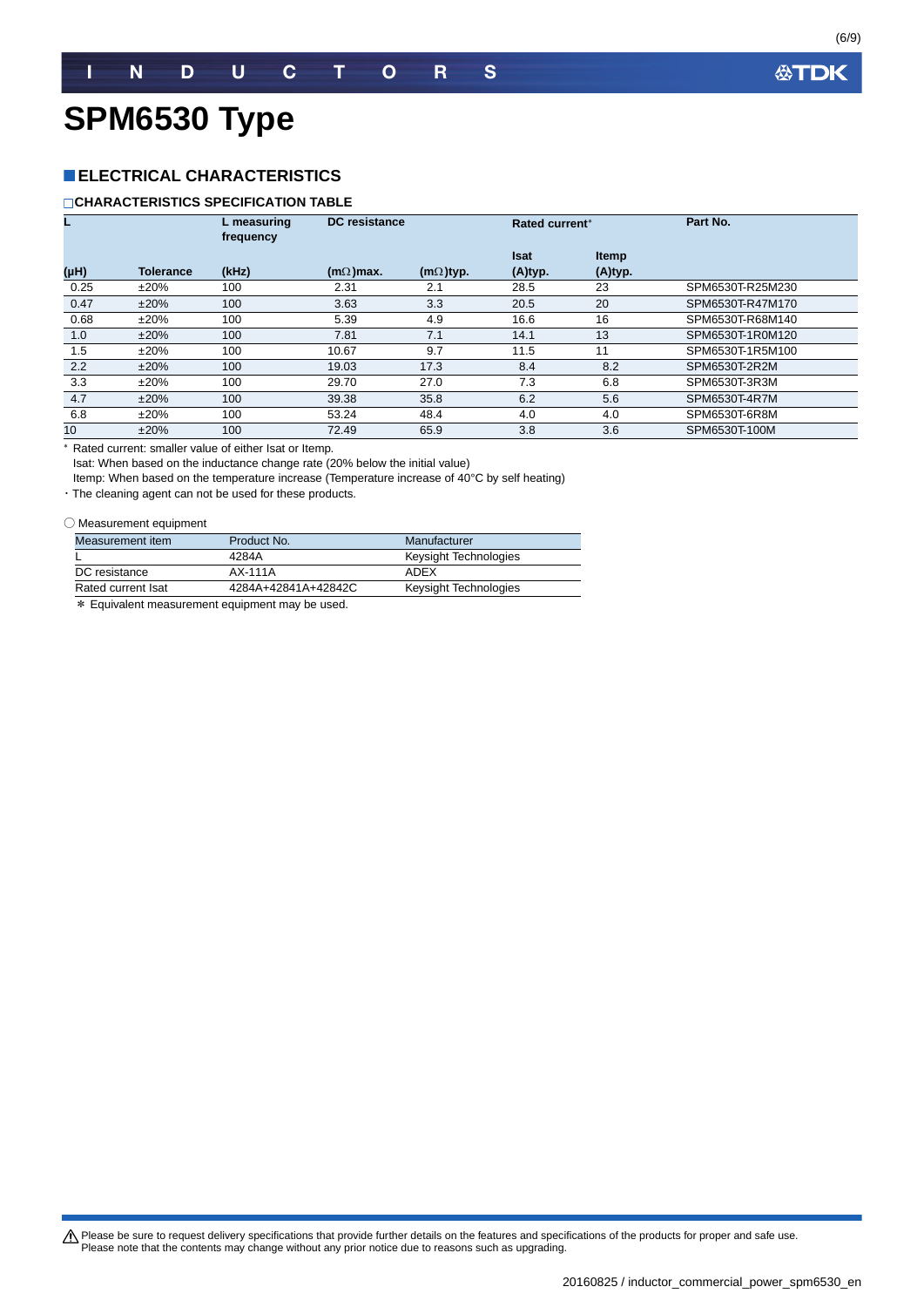# SPM6530 Type

## ■ELECTRICAL CHARACTERISTICS

### □CHARACTERISTICS SPECIFICATION TABLE

| L | | L measuring frequency | DC resistance | | Rated current* | | Part No. |
|---|---|---|---|---|---|---|---|
| | | | | | Isat | Itemp | |
| (μH) | Tolerance | (kHz) | (mΩ)max. | (mΩ)typ. | (A)typ. | (A)typ. | |
| 0.25 | ±20% | 100 | 2.31 | 2.1 | 28.5 | 23 | SPM6530T-R25M230 |
| 0.47 | ±20% | 100 | 3.63 | 3.3 | 20.5 | 20 | SPM6530T-R47M170 |
| 0.68 | ±20% | 100 | 5.39 | 4.9 | 16.6 | 16 | SPM6530T-R68M140 |
| 1.0 | ±20% | 100 | 7.81 | 7.1 | 14.1 | 13 | SPM6530T-1R0M120 |
| 1.5 | ±20% | 100 | 10.67 | 9.7 | 11.5 | 11 | SPM6530T-1R5M100 |
| 2.2 | ±20% | 100 | 19.03 | 17.3 | 8.4 | 8.2 | SPM6530T-2R2M |
| 3.3 | ±20% | 100 | 29.70 | 27.0 | 7.3 | 6.8 | SPM6530T-3R3M |
| 4.7 | ±20% | 100 | 39.38 | 35.8 | 6.2 | 5.6 | SPM6530T-4R7M |
| 6.8 | ±20% | 100 | 53.24 | 48.4 | 4.0 | 4.0 | SPM6530T-6R8M |
| 10 | ±20% | 100 | 72.49 | 65.9 | 3.8 | 3.6 | SPM6530T-100M |

\* Rated current: smaller value of either Isat or Itemp.
Isat: When based on the inductance change rate (20% below the initial value)
Itemp: When based on the temperature increase (Temperature increase of 40°C by self heating)
・The cleaning agent can not be used for these products.

○ Measurement equipment

| Measurement item | Product No. | Manufacturer |
|---|---|---|
| L | 4284A | Keysight Technologies |
| DC resistance | AX-111A | ADEX |
| Rated current Isat | 4284A+42841A+42842C | Keysight Technologies |

＊ Equivalent measurement equipment may be used.

⚠ Please be sure to request delivery specifications that provide further details on the features and specifications of the products for proper and safe use.
Please note that the contents may change without any prior notice due to reasons such as upgrading.

20160825 / inductor_commercial_power_spm6530_en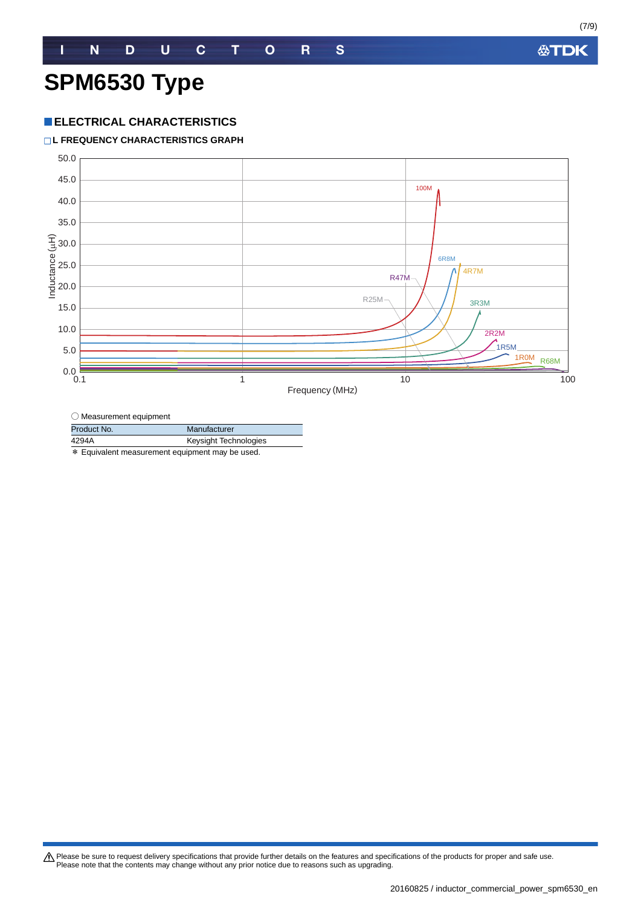# SPM6530 Type

## ELECTRICAL CHARACTERISTICS

### L FREQUENCY CHARACTERISTICS GRAPH

○ Measurement equipment

| Product No. | Manufacturer |
|---|---|
| 4294A | Keysight Technologies |

∗ Equivalent measurement equipment may be used.

Please be sure to request delivery specifications that provide further details on the features and specifications of the products for proper and safe use.
Please note that the contents may change without any prior notice due to reasons such as upgrading.

20160825 / inductor_commercial_power_spm6530_en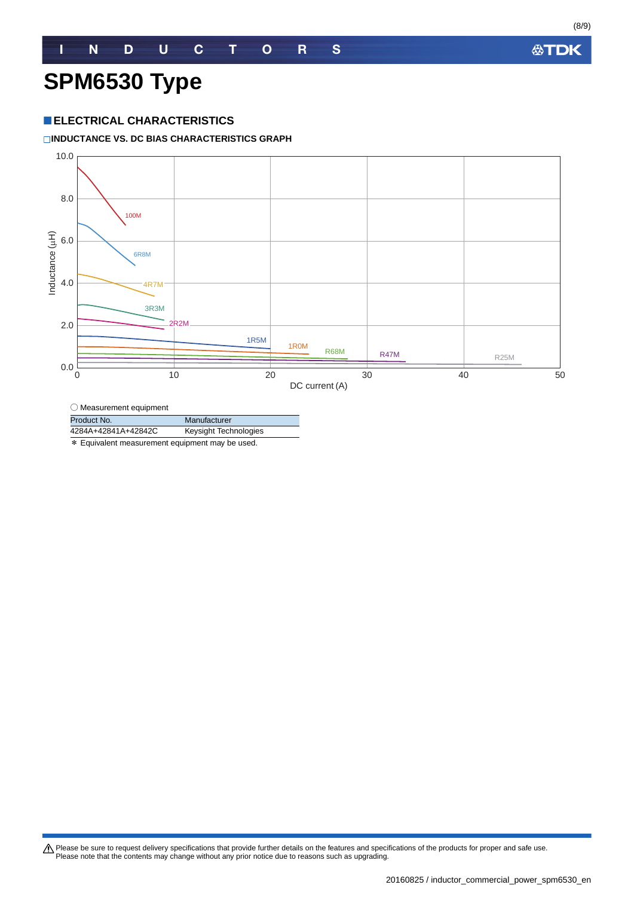# SPM6530 Type

## ELECTRICAL CHARACTERISTICS

### INDUCTANCE VS. DC BIAS CHARACTERISTICS GRAPH

○ Measurement equipment

| Product No. | Manufacturer |
|---|---|
| 4284A+42841A+42842C | Keysight Technologies |

＊ Equivalent measurement equipment may be used.

⚠ Please be sure to request delivery specifications that provide further details on the features and specifications of the products for proper and safe use.
Please note that the contents may change without any prior notice due to reasons such as upgrading.

20160825 / inductor_commercial_power_spm6530_en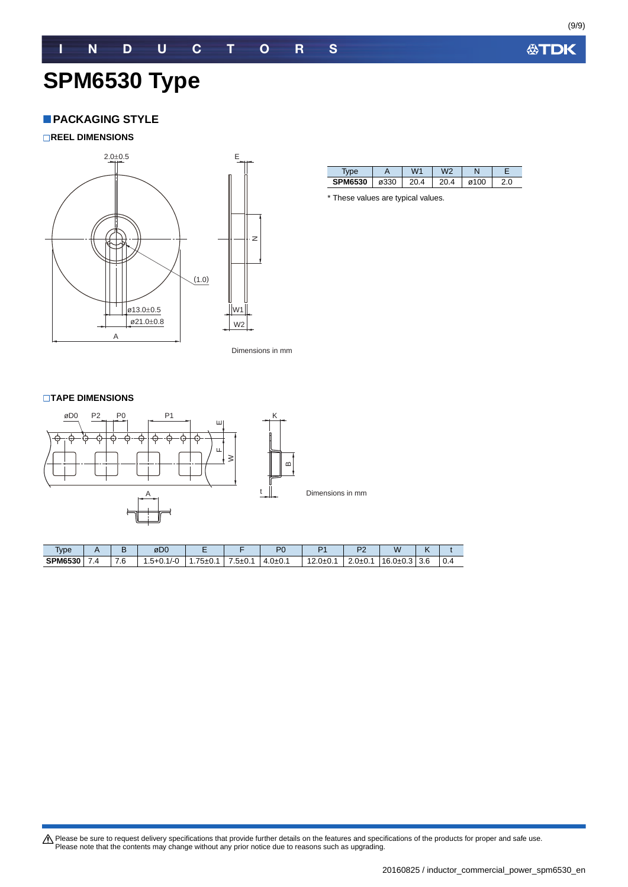# SPM6530 Type

## PACKAGING STYLE

### REEL DIMENSIONS

2.0±0.5

E

N

(1.0)

ø13.0±0.5

ø21.0±0.8

A

W1

W2

Dimensions in mm

| Type | A | W1 | W2 | N | E |
|---|---|---|---|---|---|
| **SPM6530** | ø330 | 20.4 | 20.4 | ø100 | 2.0 |

* These values are typical values.

### TAPE DIMENSIONS

øD0 P2 P0 P1

E

F

W

K

B

t

A

Dimensions in mm

| Type | A | B | øD0 | E | F | P0 | P1 | P2 | W | K | t |
|---|---|---|---|---|---|---|---|---|---|---|---|
| **SPM6530** | 7.4 | 7.6 | 1.5+0.1/-0 | 1.75±0.1 | 7.5±0.1 | 4.0±0.1 | 12.0±0.1 | 2.0±0.1 | 16.0±0.3 | 3.6 | 0.4 |

⚠ Please be sure to request delivery specifications that provide further details on the features and specifications of the products for proper and safe use.
Please note that the contents may change without any prior notice due to reasons such as upgrading.

20160825 / inductor_commercial_power_spm6530_en